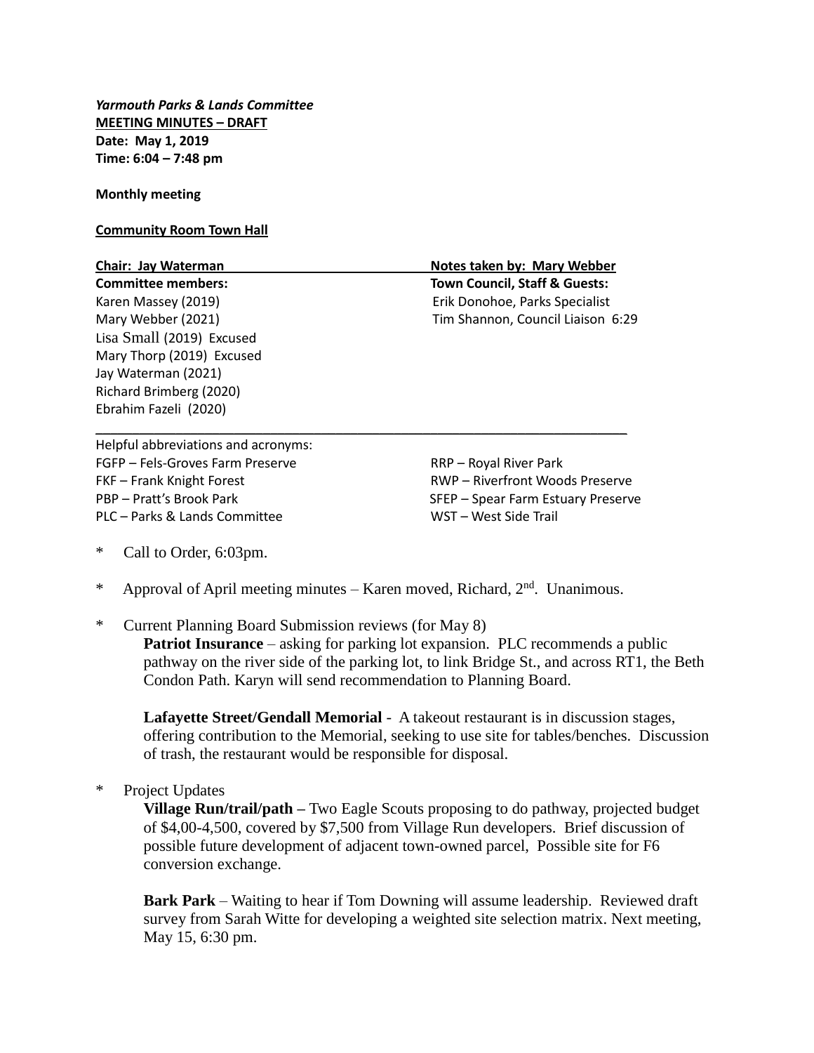***Yarmouth Parks & Lands Committee***
**MEETING MINUTES – DRAFT**
**Date: May 1, 2019**
**Time: 6:04 – 7:48 pm**

**Monthly meeting**

**Community Room Town Hall**

| **Chair: Jay Waterman** | **Notes taken by: Mary Webber** |
|---|---|
| **Committee members:** | **Town Council, Staff & Guests:** |
| Karen Massey (2019) | Erik Donohoe, Parks Specialist |
| Mary Webber (2021) | Tim Shannon, Council Liaison 6:29 |
| Lisa Small (2019) Excused | |
| Mary Thorp (2019) Excused | |
| Jay Waterman (2021) | |
| Richard Brimberg (2020) | |
| Ebrahim Fazeli (2020) | |

---

Helpful abbreviations and acronyms:

| | |
|---|---|
| FGFP – Fels-Groves Farm Preserve | RRP – Royal River Park |
| FKF – Frank Knight Forest | RWP – Riverfront Woods Preserve |
| PBP – Pratt's Brook Park | SFEP – Spear Farm Estuary Preserve |
| PLC – Parks & Lands Committee | WST – West Side Trail |

* Call to Order, 6:03pm.

* Approval of April meeting minutes – Karen moved, Richard, 2nd. Unanimous.

* Current Planning Board Submission reviews (for May 8)

  **Patriot Insurance** – asking for parking lot expansion. PLC recommends a public pathway on the river side of the parking lot, to link Bridge St., and across RT1, the Beth Condon Path. Karyn will send recommendation to Planning Board.

  **Lafayette Street/Gendall Memorial** - A takeout restaurant is in discussion stages, offering contribution to the Memorial, seeking to use site for tables/benches. Discussion of trash, the restaurant would be responsible for disposal.

* Project Updates

  **Village Run/trail/path** – Two Eagle Scouts proposing to do pathway, projected budget of $4,00-4,500, covered by $7,500 from Village Run developers. Brief discussion of possible future development of adjacent town-owned parcel, Possible site for F6 conversion exchange.

  **Bark Park** – Waiting to hear if Tom Downing will assume leadership. Reviewed draft survey from Sarah Witte for developing a weighted site selection matrix. Next meeting, May 15, 6:30 pm.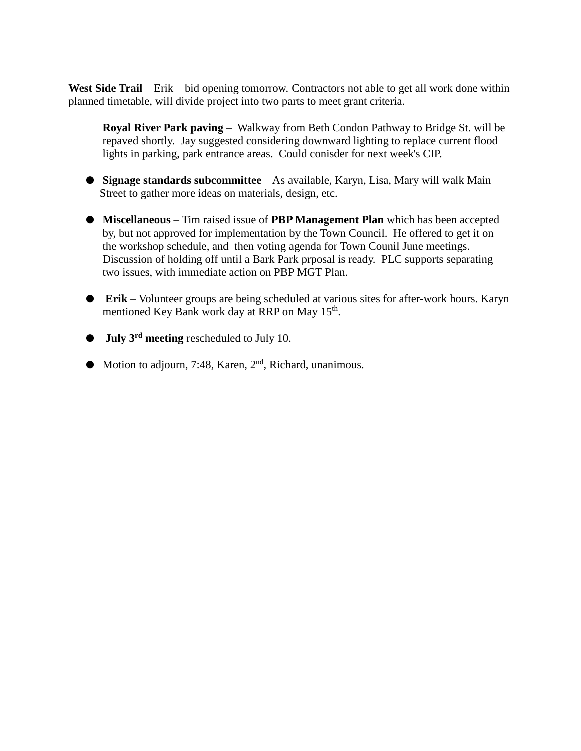**West Side Trail** – Erik – bid opening tomorrow. Contractors not able to get all work done within planned timetable, will divide project into two parts to meet grant criteria.

**Royal River Park paving** – Walkway from Beth Condon Pathway to Bridge St. will be repaved shortly. Jay suggested considering downward lighting to replace current flood lights in parking, park entrance areas. Could conisder for next week's CIP.

- **Signage standards subcommittee** – As available, Karyn, Lisa, Mary will walk Main Street to gather more ideas on materials, design, etc.

- **Miscellaneous** – Tim raised issue of **PBP Management Plan** which has been accepted by, but not approved for implementation by the Town Council. He offered to get it on the workshop schedule, and then voting agenda for Town Counil June meetings. Discussion of holding off until a Bark Park prposal is ready. PLC supports separating two issues, with immediate action on PBP MGT Plan.

- **Erik** – Volunteer groups are being scheduled at various sites for after-work hours. Karyn mentioned Key Bank work day at RRP on May 15th.

- **July 3rd meeting** rescheduled to July 10.

- Motion to adjourn, 7:48, Karen, 2nd, Richard, unanimous.